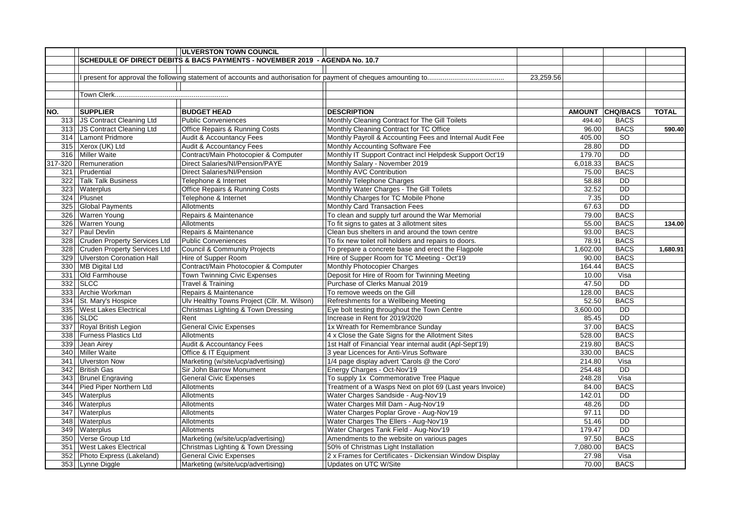**ULVERSTON TOWN COUNCIL**

**SCHEDULE OF DIRECT DEBITS & BACS PAYMENTS - NOVEMBER 2019 - AGENDA No. 10.7**

I present for approval the following statement of accounts and authorisation for payment of cheques amounting to....................................... 23,259.56

Town Clerk...........................................................

| NO. | SUPPLIER | BUDGET HEAD | DESCRIPTION | AMOUNT | CHQ/BACS | TOTAL |
|---|---|---|---|---|---|---|
| 313 | JS Contract Cleaning Ltd | Public Conveniences | Monthly Cleaning Contract for The Gill Toilets | 494.40 | BACS | |
| 313 | JS Contract Cleaning Ltd | Office Repairs & Running Costs | Monthly Cleaning Contract for TC Office | 96.00 | BACS | 590.40 |
| 314 | Lamont Pridmore | Audit & Accountancy Fees | Monthly Payroll & Accounting Fees and Internal Audit Fee | 405.00 | SO | |
| 315 | Xerox (UK) Ltd | Audit & Accountancy Fees | Monthly Accounting Software Fee | 28.80 | DD | |
| 316 | Miller Waite | Contract/Main Photocopier & Computer | Monthly IT Support Contract incl Helpdesk Support Oct'19 | 179.70 | DD | |
| 317-320 | Remuneration | Direct Salaries/NI/Pension/PAYE | Monthly Salary - November 2019 | 6,018.33 | BACS | |
| 321 | Prudential | Direct Salaries/NI/Pension | Monthly AVC Contribution | 75.00 | BACS | |
| 322 | Talk Talk Business | Telephone & Internet | Monthly Telephone Charges | 58.88 | DD | |
| 323 | Waterplus | Office Repairs & Running Costs | Monthly Water Charges - The Gill Toilets | 32.52 | DD | |
| 324 | Plusnet | Telephone & Internet | Monthly Charges for TC Mobile Phone | 7.35 | DD | |
| 325 | Global Payments | Allotments | Monthly Card Transaction Fees | 67.63 | DD | |
| 326 | Warren Young | Repairs & Maintenance | To clean and supply turf around the War Memorial | 79.00 | BACS | |
| 326 | Warren Young | Allotments | To fit signs to gates at 3 allotment sites | 55.00 | BACS | 134.00 |
| 327 | Paul Devlin | Repairs & Maintenance | Clean bus shelters in and around the town centre | 93.00 | BACS | |
| 328 | Cruden Property Services Ltd | Public Conveniences | To fix new toilet roll holders and repairs to doors. | 78.91 | BACS | |
| 328 | Cruden Property Services Ltd | Council & Community Projects | To prepare a concrete base and erect the Flagpole | 1,602.00 | BACS | 1,680.91 |
| 329 | Ulverston Coronation Hall | Hire of Supper Room | Hire of Supper Room for TC Meeting - Oct'19 | 90.00 | BACS | |
| 330 | MB Digital Ltd | Contract/Main Photocopier & Computer | Monthly Photocopier Charges | 164.44 | BACS | |
| 331 | Old Farmhouse | Town Twinning Civic Expenses | Deposit for Hire of Room for Twinning Meeting | 10.00 | Visa | |
| 332 | SLCC | Travel & Training | Purchase of Clerks Manual 2019 | 47.50 | DD | |
| 333 | Archie Workman | Repairs & Maintenance | To remove weeds on the Gill | 128.00 | BACS | |
| 334 | St. Mary's Hospice | Ulv Healthy Towns Project (Cllr. M. Wilson) | Refreshments for a Wellbeing Meeting | 52.50 | BACS | |
| 335 | West Lakes Electrical | Christmas Lighting & Town Dressing | Eye bolt testing throughout the Town Centre | 3,600.00 | DD | |
| 336 | SLDC | Rent | Increase in Rent for 2019/2020 | 85.45 | DD | |
| 337 | Royal British Legion | General Civic Expenses | 1x Wreath for Remembrance Sunday | 37.00 | BACS | |
| 338 | Furness Plastics Ltd | Allotments | 4 x Close the Gate Signs for the Allotment Sites | 528.00 | BACS | |
| 339 | Jean Airey | Audit & Accountancy Fees | 1st Half of Financial Year internal audit (Apl-Sept'19) | 219.80 | BACS | |
| 340 | Miller Waite | Office & IT Equipment | 3 year Licences for Anti-Virus Software | 330.00 | BACS | |
| 341 | Ulverston Now | Marketing (w/site/ucp/advertising) | 1/4 page display advert 'Carols @ the Coro' | 214.80 | Visa | |
| 342 | British Gas | Sir John Barrow Monument | Energy Charges - Oct-Nov'19 | 254.48 | DD | |
| 343 | Brunel Engraving | General Civic Expenses | To supply 1x Commemorative Tree Plaque | 248.28 | Visa | |
| 344 | Pied Piper Northern Ltd | Allotments | Treatment of a Wasps Next on plot 69 (Last years Invoice) | 84.00 | BACS | |
| 345 | Waterplus | Allotments | Water Charges Sandside - Aug-Nov'19 | 142.01 | DD | |
| 346 | Waterplus | Allotments | Water Charges Mill Dam - Aug-Nov'19 | 48.26 | DD | |
| 347 | Waterplus | Allotments | Water Charges Poplar Grove - Aug-Nov'19 | 97.11 | DD | |
| 348 | Waterplus | Allotments | Water Charges The Ellers - Aug-Nov'19 | 51.46 | DD | |
| 349 | Waterplus | Allotments | Water Charges Tank Field - Aug-Nov'19 | 179.47 | DD | |
| 350 | Verse Group Ltd | Marketing (w/site/ucp/advertising) | Amendments to the website on various pages | 97.50 | BACS | |
| 351 | West Lakes Electrical | Christmas Lighting & Town Dressing | 50% of Christmas Light Installation | 7,080.00 | BACS | |
| 352 | Photo Express (Lakeland) | General Civic Expenses | 2 x Frames for Certificates - Dickensian Window Display | 27.98 | Visa | |
| 353 | Lynne Diggle | Marketing (w/site/ucp/advertising) | Updates on UTC W/Site | 70.00 | BACS | |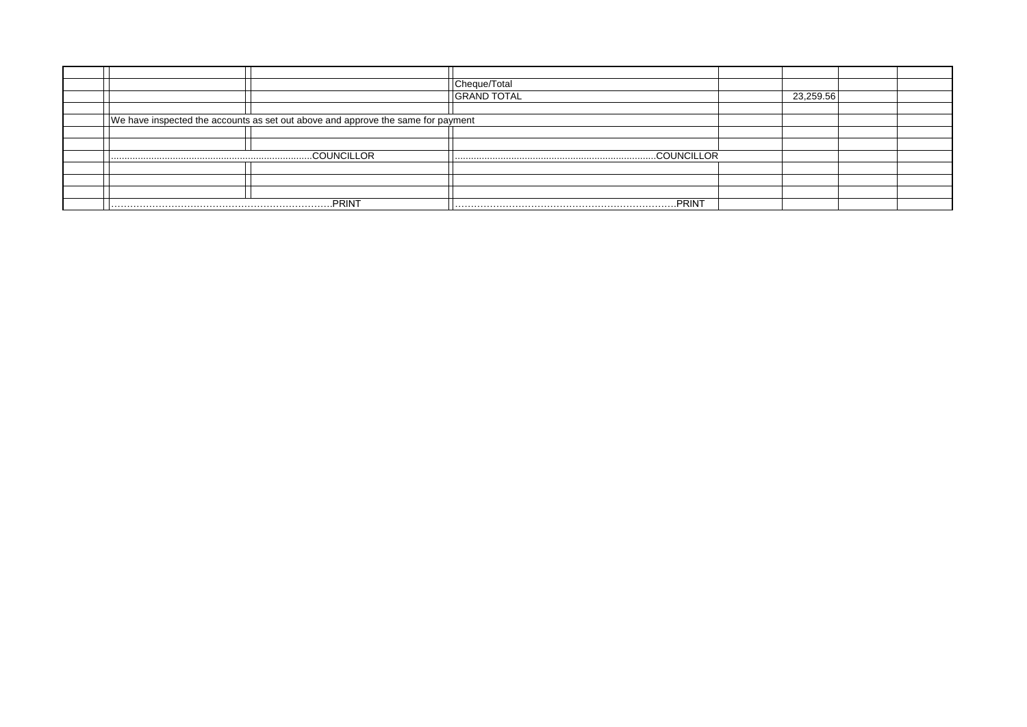| | | | | | | | |
|---|---|---|---|---|---|---|---|
| | | | | | | | |
| | | | Cheque/Total | | | | |
| | | | GRAND TOTAL | | 23,259.56 | | |
| | | | | | | | |
| | We have inspected the accounts as set out above and approve the same for payment | | | | | | |
| | | | | | | | |
| | | | | | | | |
| | .........................................................................COUNCILLOR | | .........................................................................COUNCILLOR | | | | |
| | | | | | | | |
| | | | | | | | |
| | | | | | | | |
| | ……………………………………………………………PRINT | | ……………………………………………………………PRINT | | | | |